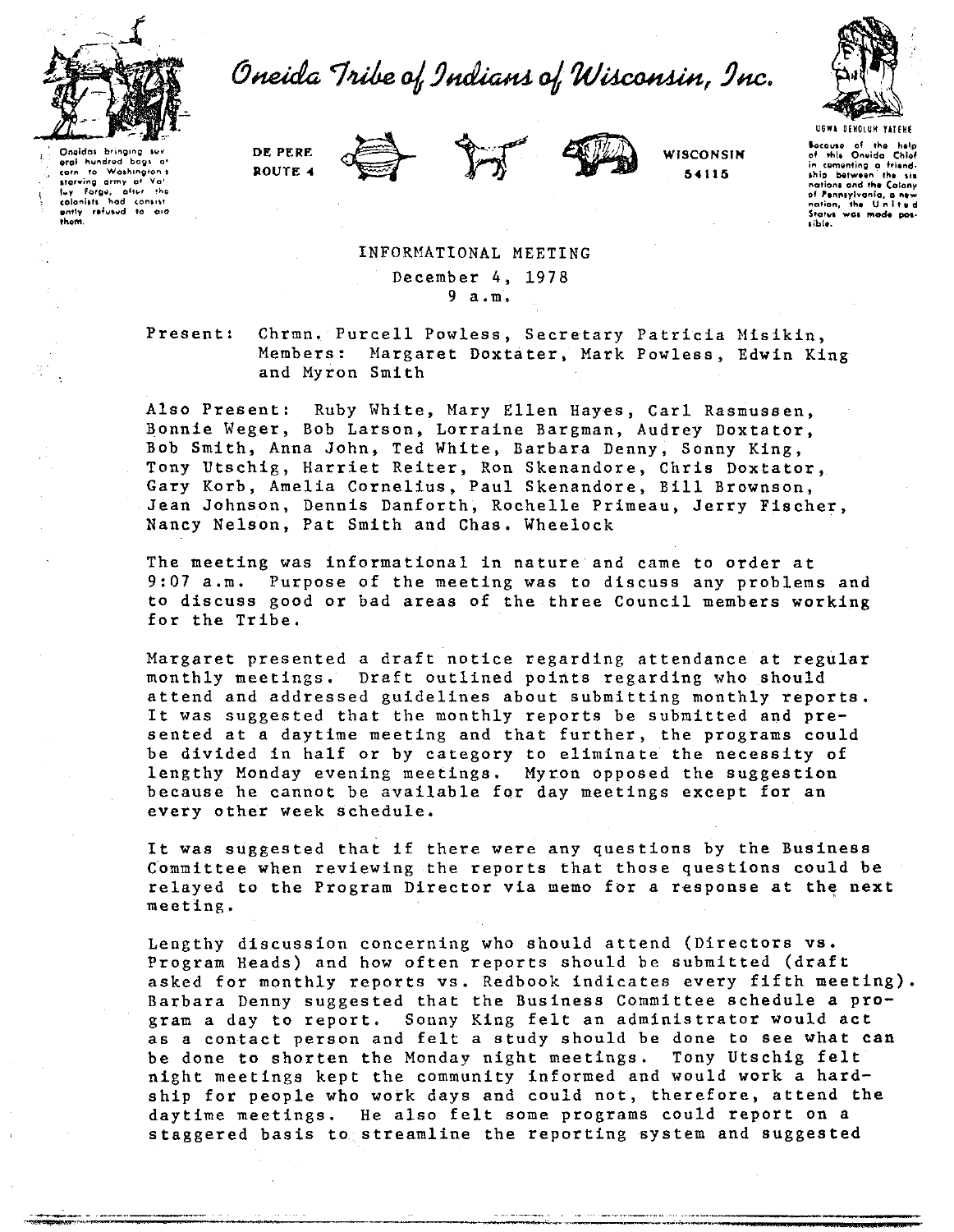# Oneida Tribe of Indians of Wisconsin, Inc.

Oneidas bringing several hundred bags of corn to Washington's starving army at Valley Forge, after the colonists had consistently refused to aid them.

DE PERE
ROUTE 4

WISCONSIN
54115

UGWA DEHOLUH YATEHE

Because of the help of this Oneida Chief in cementing a friendship between the six nations and the Colony of Pennsylvania, a new nation, the United States was made possible.

INFORMATIONAL MEETING
December 4, 1978
9 a.m.

Present: Chrmn. Purcell Powless, Secretary Patricia Misikin, Members: Margaret Doxtater, Mark Powless, Edwin King and Myron Smith

Also Present: Ruby White, Mary Ellen Hayes, Carl Rasmussen, Bonnie Weger, Bob Larson, Lorraine Bargman, Audrey Doxtator, Bob Smith, Anna John, Ted White, Barbara Denny, Sonny King, Tony Utschig, Harriet Reiter, Ron Skenandore, Chris Doxtator, Gary Korb, Amelia Cornelius, Paul Skenandore, Bill Brownson, Jean Johnson, Dennis Danforth, Rochelle Primeau, Jerry Fischer, Nancy Nelson, Pat Smith and Chas. Wheelock

The meeting was informational in nature and came to order at 9:07 a.m. Purpose of the meeting was to discuss any problems and to discuss good or bad areas of the three Council members working for the Tribe.

Margaret presented a draft notice regarding attendance at regular monthly meetings. Draft outlined points regarding who should attend and addressed guidelines about submitting monthly reports. It was suggested that the monthly reports be submitted and presented at a daytime meeting and that further, the programs could be divided in half or by category to eliminate the necessity of lengthy Monday evening meetings. Myron opposed the suggestion because he cannot be available for day meetings except for an every other week schedule.

It was suggested that if there were any questions by the Business Committee when reviewing the reports that those questions could be relayed to the Program Director via memo for a response at the next meeting.

Lengthy discussion concerning who should attend (Directors vs. Program Heads) and how often reports should be submitted (draft asked for monthly reports vs. Redbook indicates every fifth meeting). Barbara Denny suggested that the Business Committee schedule a program a day to report. Sonny King felt an administrator would act as a contact person and felt a study should be done to see what can be done to shorten the Monday night meetings. Tony Utschig felt night meetings kept the community informed and would work a hardship for people who work days and could not, therefore, attend the daytime meetings. He also felt some programs could report on a staggered basis to streamline the reporting system and suggested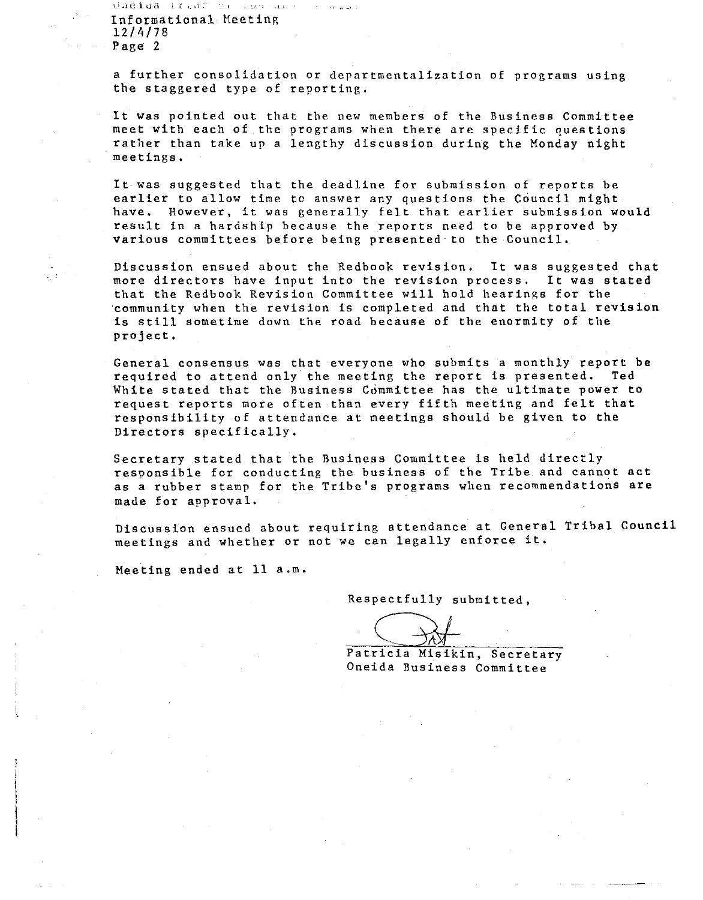a further consolidation or departmentalization of programs using the staggered type of reporting.

It was pointed out that the new members of the Business Committee meet with each of the programs when there are specific questions rather than take up a lengthy discussion during the Monday night meetings.

It was suggested that the deadline for submission of reports be earlier to allow time to answer any questions the Council might have. However, it was generally felt that earlier submission would result in a hardship because the reports need to be approved by various committees before being presented to the Council.

Discussion ensued about the Redbook revision. It was suggested that more directors have input into the revision process. It was stated that the Redbook Revision Committee will hold hearings for the community when the revision is completed and that the total revision is still sometime down the road because of the enormity of the project.

General consensus was that everyone who submits a monthly report be required to attend only the meeting the report is presented. Ted White stated that the Business Committee has the ultimate power to request reports more often than every fifth meeting and felt that responsibility of attendance at meetings should be given to the Directors specifically.

Secretary stated that the Business Committee is held directly responsible for conducting the business of the Tribe and cannot act as a rubber stamp for the Tribe's programs when recommendations are made for approval.

Discussion ensued about requiring attendance at General Tribal Council meetings and whether or not we can legally enforce it.

Meeting ended at 11 a.m.

Respectfully submitted,

Patricia Misikin, Secretary
Oneida Business Committee